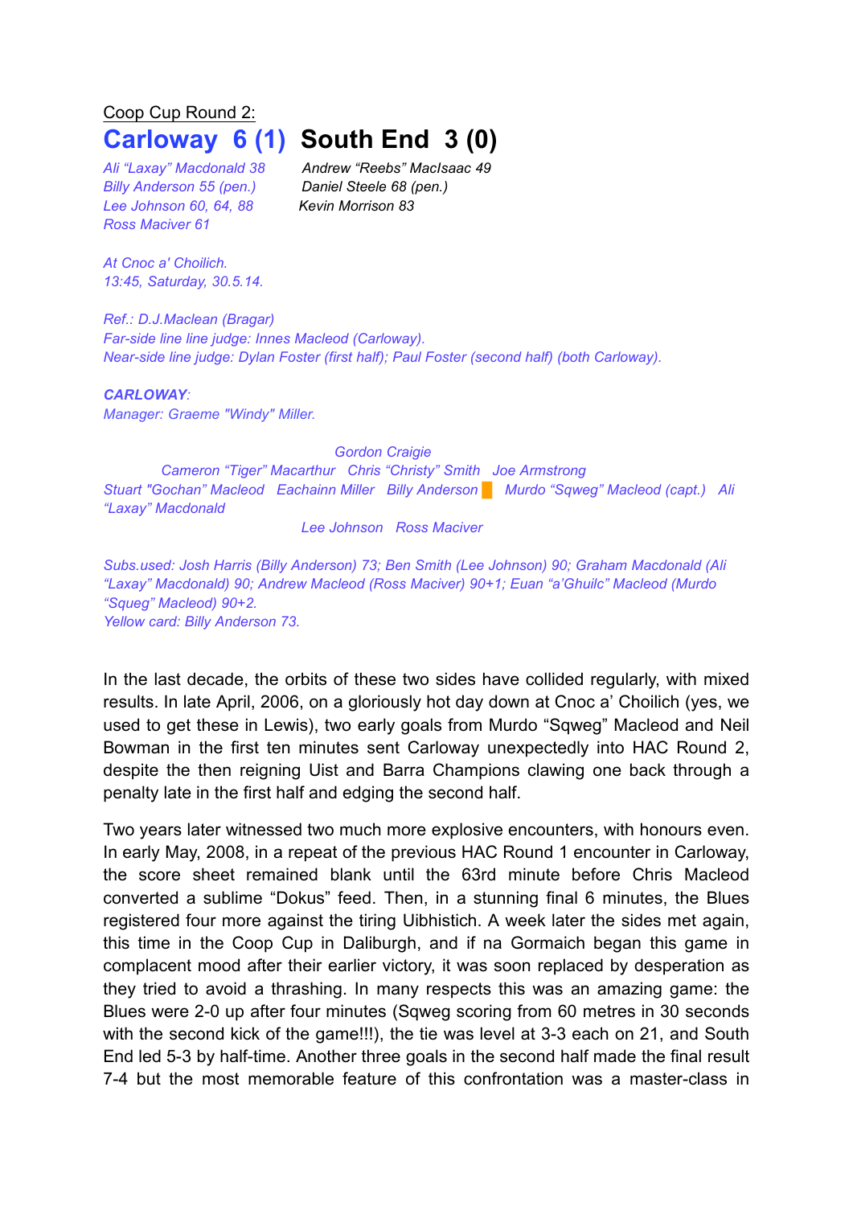Coop Cup Round 2:

# Carloway 6 (1) South End 3 (0)

| Carloway | South End |
|---|---|
| *Ali "Laxay" Macdonald 38* | *Andrew "Reebs" MacIsaac 49* |
| *Billy Anderson 55 (pen.)* | *Daniel Steele 68 (pen.)* |
| *Lee Johnson 60, 64, 88* | *Kevin Morrison 83* |
| *Ross Maciver 61* | |

*At Cnoc a' Choilich.*
*13:45, Saturday, 30.5.14.*

*Ref.: D.J.Maclean (Bragar)*
*Far-side line line judge: Innes Macleod (Carloway).*
*Near-side line judge: Dylan Foster (first half); Paul Foster (second half) (both Carloway).*

***CARLOWAY**:*
*Manager: Graeme "Windy" Miller.*

*Gordon Craigie*
*Cameron "Tiger" Macarthur   Chris "Christy" Smith   Joe Armstrong*
*Stuart "Gochan" Macleod   Eachainn Miller   Billy Anderson 🟧   Murdo "Sqweg" Macleod (capt.)   Ali "Laxay" Macdonald*
*Lee Johnson   Ross Maciver*

*Subs.used: Josh Harris (Billy Anderson) 73; Ben Smith (Lee Johnson) 90; Graham Macdonald (Ali "Laxay" Macdonald) 90; Andrew Macleod (Ross Maciver) 90+1; Euan "a'Ghuilc" Macleod (Murdo "Squeg" Macleod) 90+2.*
*Yellow card: Billy Anderson 73.*

In the last decade, the orbits of these two sides have collided regularly, with mixed results. In late April, 2006, on a gloriously hot day down at Cnoc a' Choilich (yes, we used to get these in Lewis), two early goals from Murdo "Sqweg" Macleod and Neil Bowman in the first ten minutes sent Carloway unexpectedly into HAC Round 2, despite the then reigning Uist and Barra Champions clawing one back through a penalty late in the first half and edging the second half.

Two years later witnessed two much more explosive encounters, with honours even. In early May, 2008, in a repeat of the previous HAC Round 1 encounter in Carloway, the score sheet remained blank until the 63rd minute before Chris Macleod converted a sublime "Dokus" feed. Then, in a stunning final 6 minutes, the Blues registered four more against the tiring Uibhistich. A week later the sides met again, this time in the Coop Cup in Daliburgh, and if na Gormaich began this game in complacent mood after their earlier victory, it was soon replaced by desperation as they tried to avoid a thrashing. In many respects this was an amazing game: the Blues were 2-0 up after four minutes (Sqweg scoring from 60 metres in 30 seconds with the second kick of the game!!!), the tie was level at 3-3 each on 21, and South End led 5-3 by half-time. Another three goals in the second half made the final result 7-4 but the most memorable feature of this confrontation was a master-class in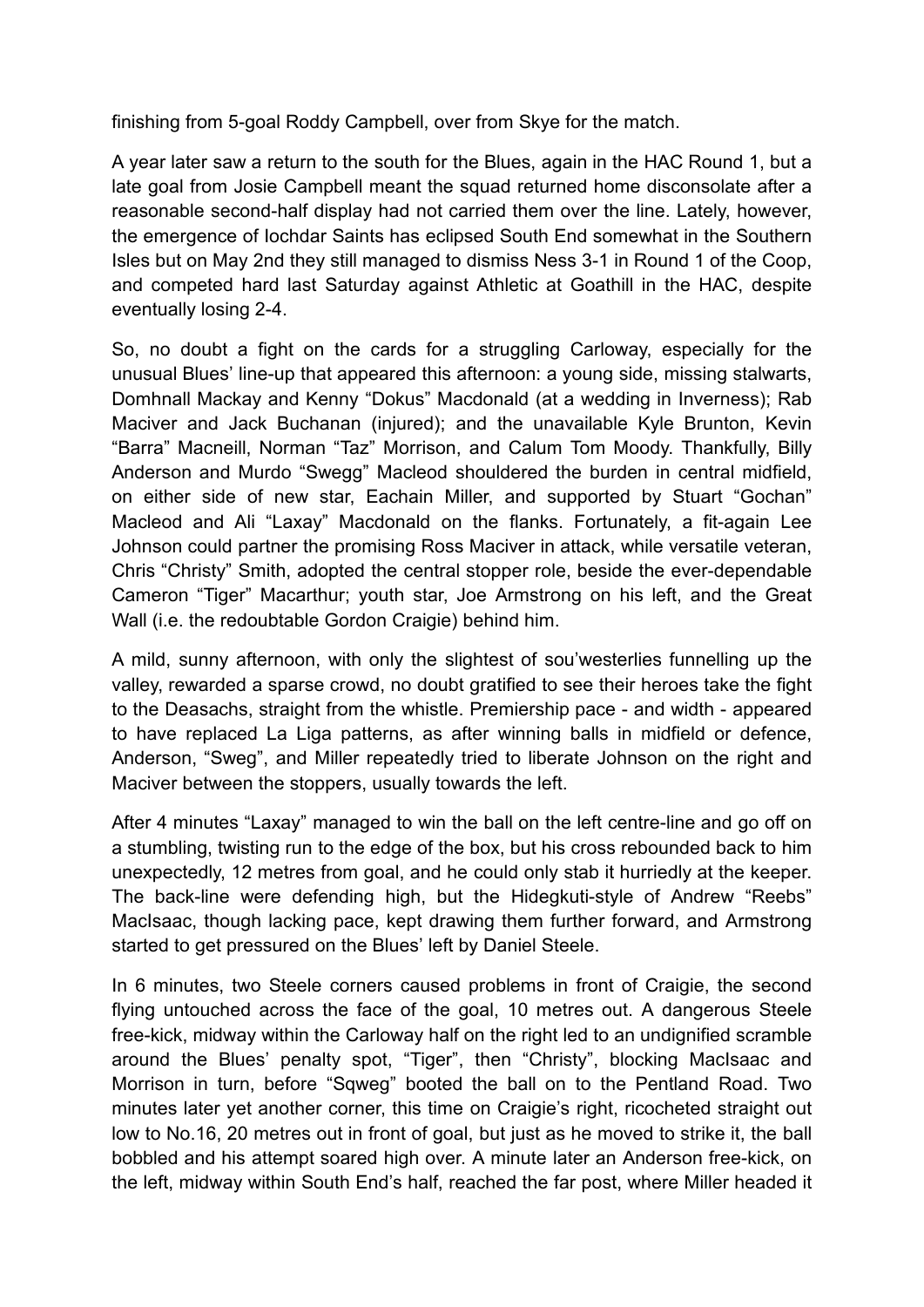finishing from 5-goal Roddy Campbell, over from Skye for the match.

A year later saw a return to the south for the Blues, again in the HAC Round 1, but a late goal from Josie Campbell meant the squad returned home disconsolate after a reasonable second-half display had not carried them over the line. Lately, however, the emergence of Iochdar Saints has eclipsed South End somewhat in the Southern Isles but on May 2nd they still managed to dismiss Ness 3-1 in Round 1 of the Coop, and competed hard last Saturday against Athletic at Goathill in the HAC, despite eventually losing 2-4.

So, no doubt a fight on the cards for a struggling Carloway, especially for the unusual Blues' line-up that appeared this afternoon: a young side, missing stalwarts, Domhnall Mackay and Kenny "Dokus" Macdonald (at a wedding in Inverness); Rab Maciver and Jack Buchanan (injured); and the unavailable Kyle Brunton, Kevin "Barra" Macneill, Norman "Taz" Morrison, and Calum Tom Moody. Thankfully, Billy Anderson and Murdo "Swegg" Macleod shouldered the burden in central midfield, on either side of new star, Eachain Miller, and supported by Stuart "Gochan" Macleod and Ali "Laxay" Macdonald on the flanks. Fortunately, a fit-again Lee Johnson could partner the promising Ross Maciver in attack, while versatile veteran, Chris "Christy" Smith, adopted the central stopper role, beside the ever-dependable Cameron "Tiger" Macarthur; youth star, Joe Armstrong on his left, and the Great Wall (i.e. the redoubtable Gordon Craigie) behind him.

A mild, sunny afternoon, with only the slightest of sou'westerlies funnelling up the valley, rewarded a sparse crowd, no doubt gratified to see their heroes take the fight to the Deasachs, straight from the whistle. Premiership pace - and width - appeared to have replaced La Liga patterns, as after winning balls in midfield or defence, Anderson, "Sweg", and Miller repeatedly tried to liberate Johnson on the right and Maciver between the stoppers, usually towards the left.

After 4 minutes "Laxay" managed to win the ball on the left centre-line and go off on a stumbling, twisting run to the edge of the box, but his cross rebounded back to him unexpectedly, 12 metres from goal, and he could only stab it hurriedly at the keeper. The back-line were defending high, but the Hidegkuti-style of Andrew "Reebs" MacIsaac, though lacking pace, kept drawing them further forward, and Armstrong started to get pressured on the Blues' left by Daniel Steele.

In 6 minutes, two Steele corners caused problems in front of Craigie, the second flying untouched across the face of the goal, 10 metres out. A dangerous Steele free-kick, midway within the Carloway half on the right led to an undignified scramble around the Blues' penalty spot, "Tiger", then "Christy", blocking MacIsaac and Morrison in turn, before "Sqweg" booted the ball on to the Pentland Road. Two minutes later yet another corner, this time on Craigie's right, ricocheted straight out low to No.16, 20 metres out in front of goal, but just as he moved to strike it, the ball bobbled and his attempt soared high over. A minute later an Anderson free-kick, on the left, midway within South End's half, reached the far post, where Miller headed it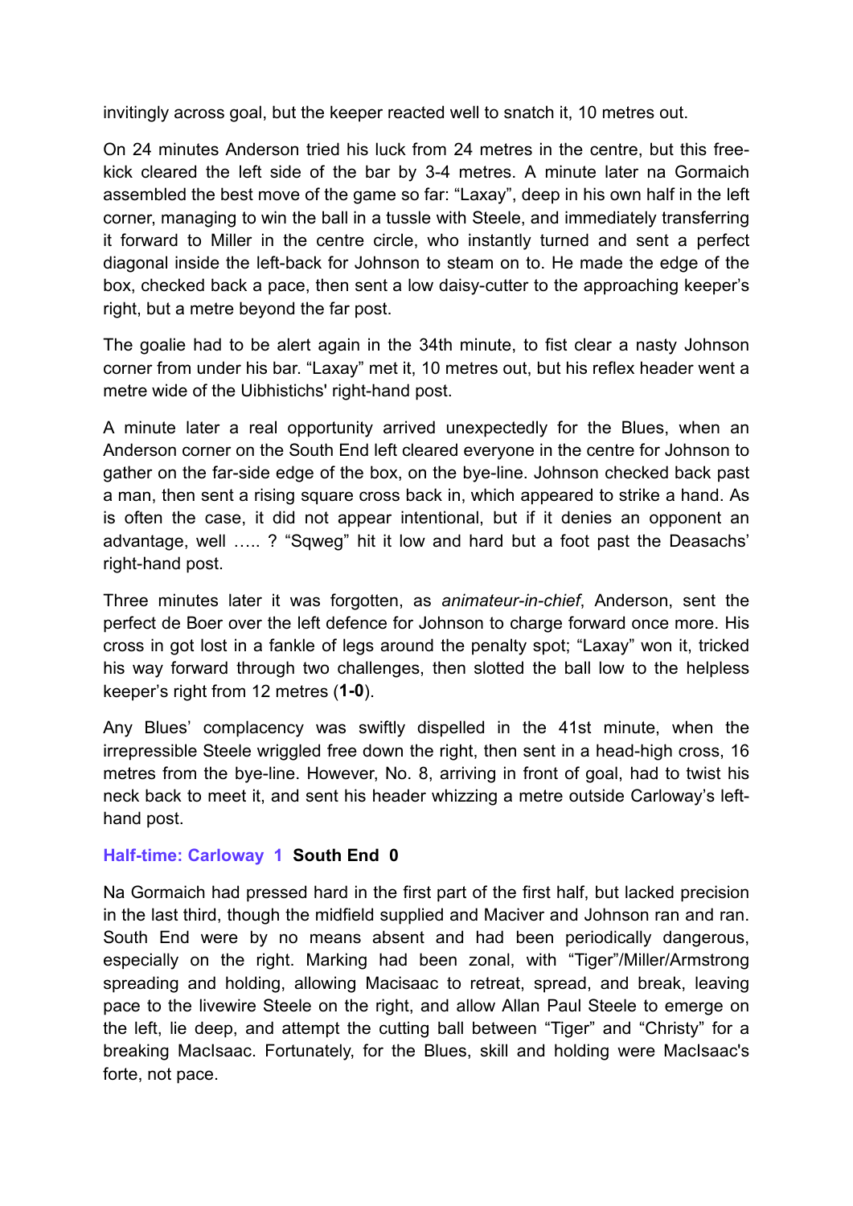invitingly across goal, but the keeper reacted well to snatch it, 10 metres out.

On 24 minutes Anderson tried his luck from 24 metres in the centre, but this free-kick cleared the left side of the bar by 3-4 metres. A minute later na Gormaich assembled the best move of the game so far: “Laxay”, deep in his own half in the left corner, managing to win the ball in a tussle with Steele, and immediately transferring it forward to Miller in the centre circle, who instantly turned and sent a perfect diagonal inside the left-back for Johnson to steam on to. He made the edge of the box, checked back a pace, then sent a low daisy-cutter to the approaching keeper’s right, but a metre beyond the far post.

The goalie had to be alert again in the 34th minute, to fist clear a nasty Johnson corner from under his bar. “Laxay” met it, 10 metres out, but his reflex header went a metre wide of the Uibhistichs' right-hand post.

A minute later a real opportunity arrived unexpectedly for the Blues, when an Anderson corner on the South End left cleared everyone in the centre for Johnson to gather on the far-side edge of the box, on the bye-line. Johnson checked back past a man, then sent a rising square cross back in, which appeared to strike a hand. As is often the case, it did not appear intentional, but if it denies an opponent an advantage, well ….. ? “Sqweg” hit it low and hard but a foot past the Deasachs’ right-hand post.

Three minutes later it was forgotten, as *animateur-in-chief*, Anderson, sent the perfect de Boer over the left defence for Johnson to charge forward once more. His cross in got lost in a fankle of legs around the penalty spot; “Laxay” won it, tricked his way forward through two challenges, then slotted the ball low to the helpless keeper’s right from 12 metres (**1-0**).

Any Blues’ complacency was swiftly dispelled in the 41st minute, when the irrepressible Steele wriggled free down the right, then sent in a head-high cross, 16 metres from the bye-line. However, No. 8, arriving in front of goal, had to twist his neck back to meet it, and sent his header whizzing a metre outside Carloway’s left-hand post.

**Half-time: Carloway 1 South End 0**

Na Gormaich had pressed hard in the first part of the first half, but lacked precision in the last third, though the midfield supplied and Maciver and Johnson ran and ran. South End were by no means absent and had been periodically dangerous, especially on the right. Marking had been zonal, with “Tiger”/Miller/Armstrong spreading and holding, allowing Macisaac to retreat, spread, and break, leaving pace to the livewire Steele on the right, and allow Allan Paul Steele to emerge on the left, lie deep, and attempt the cutting ball between “Tiger” and “Christy” for a breaking MacIsaac. Fortunately, for the Blues, skill and holding were MacIsaac's forte, not pace.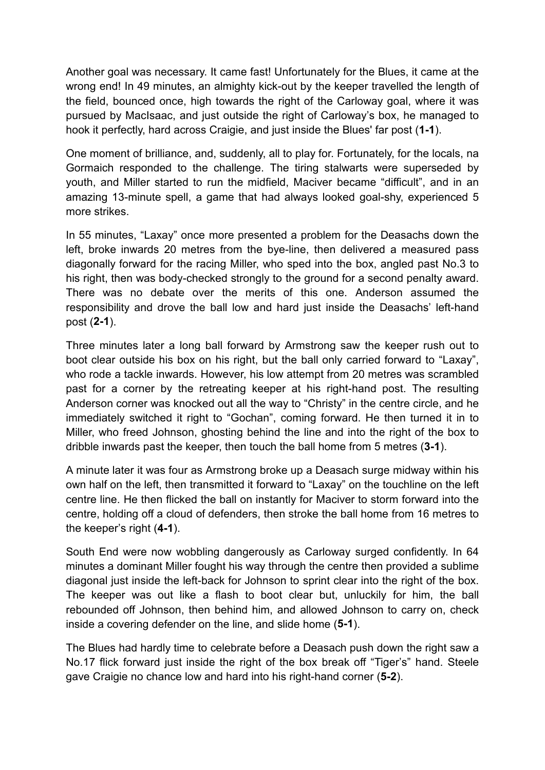Another goal was necessary. It came fast! Unfortunately for the Blues, it came at the wrong end! In 49 minutes, an almighty kick-out by the keeper travelled the length of the field, bounced once, high towards the right of the Carloway goal, where it was pursued by MacIsaac, and just outside the right of Carloway's box, he managed to hook it perfectly, hard across Craigie, and just inside the Blues' far post (**1-1**).

One moment of brilliance, and, suddenly, all to play for. Fortunately, for the locals, na Gormaich responded to the challenge. The tiring stalwarts were superseded by youth, and Miller started to run the midfield, Maciver became "difficult", and in an amazing 13-minute spell, a game that had always looked goal-shy, experienced 5 more strikes.

In 55 minutes, "Laxay" once more presented a problem for the Deasachs down the left, broke inwards 20 metres from the bye-line, then delivered a measured pass diagonally forward for the racing Miller, who sped into the box, angled past No.3 to his right, then was body-checked strongly to the ground for a second penalty award. There was no debate over the merits of this one. Anderson assumed the responsibility and drove the ball low and hard just inside the Deasachs' left-hand post (**2-1**).

Three minutes later a long ball forward by Armstrong saw the keeper rush out to boot clear outside his box on his right, but the ball only carried forward to "Laxay", who rode a tackle inwards. However, his low attempt from 20 metres was scrambled past for a corner by the retreating keeper at his right-hand post. The resulting Anderson corner was knocked out all the way to "Christy" in the centre circle, and he immediately switched it right to "Gochan", coming forward. He then turned it in to Miller, who freed Johnson, ghosting behind the line and into the right of the box to dribble inwards past the keeper, then touch the ball home from 5 metres (**3-1**).

A minute later it was four as Armstrong broke up a Deasach surge midway within his own half on the left, then transmitted it forward to "Laxay" on the touchline on the left centre line. He then flicked the ball on instantly for Maciver to storm forward into the centre, holding off a cloud of defenders, then stroke the ball home from 16 metres to the keeper's right (**4-1**).

South End were now wobbling dangerously as Carloway surged confidently. In 64 minutes a dominant Miller fought his way through the centre then provided a sublime diagonal just inside the left-back for Johnson to sprint clear into the right of the box. The keeper was out like a flash to boot clear but, unluckily for him, the ball rebounded off Johnson, then behind him, and allowed Johnson to carry on, check inside a covering defender on the line, and slide home (**5-1**).

The Blues had hardly time to celebrate before a Deasach push down the right saw a No.17 flick forward just inside the right of the box break off "Tiger's" hand. Steele gave Craigie no chance low and hard into his right-hand corner (**5-2**).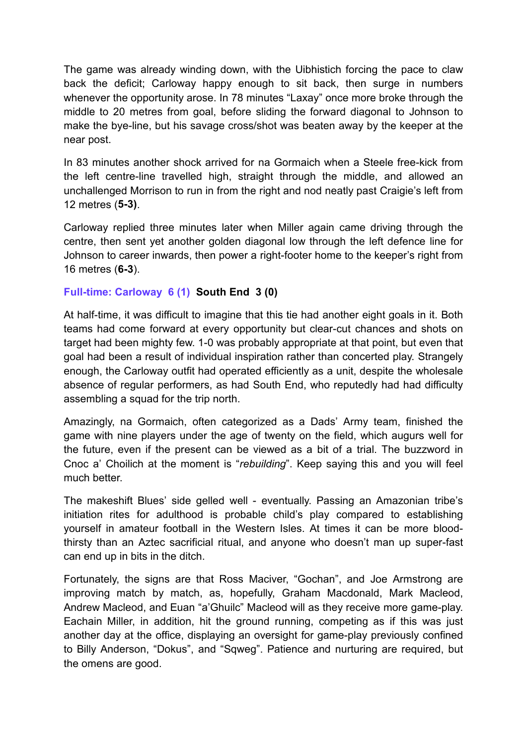The game was already winding down, with the Uibhistich forcing the pace to claw back the deficit; Carloway happy enough to sit back, then surge in numbers whenever the opportunity arose. In 78 minutes "Laxay" once more broke through the middle to 20 metres from goal, before sliding the forward diagonal to Johnson to make the bye-line, but his savage cross/shot was beaten away by the keeper at the near post.

In 83 minutes another shock arrived for na Gormaich when a Steele free-kick from the left centre-line travelled high, straight through the middle, and allowed an unchallenged Morrison to run in from the right and nod neatly past Craigie's left from 12 metres (**5-3)**.

Carloway replied three minutes later when Miller again came driving through the centre, then sent yet another golden diagonal low through the left defence line for Johnson to career inwards, then power a right-footer home to the keeper's right from 16 metres (**6-3**).

**Full-time: Carloway 6 (1) South End 3 (0)**

At half-time, it was difficult to imagine that this tie had another eight goals in it. Both teams had come forward at every opportunity but clear-cut chances and shots on target had been mighty few. 1-0 was probably appropriate at that point, but even that goal had been a result of individual inspiration rather than concerted play. Strangely enough, the Carloway outfit had operated efficiently as a unit, despite the wholesale absence of regular performers, as had South End, who reputedly had had difficulty assembling a squad for the trip north.

Amazingly, na Gormaich, often categorized as a Dads' Army team, finished the game with nine players under the age of twenty on the field, which augurs well for the future, even if the present can be viewed as a bit of a trial. The buzzword in Cnoc a' Choilich at the moment is "*rebuilding*". Keep saying this and you will feel much better.

The makeshift Blues' side gelled well - eventually. Passing an Amazonian tribe's initiation rites for adulthood is probable child's play compared to establishing yourself in amateur football in the Western Isles. At times it can be more blood-thirsty than an Aztec sacrificial ritual, and anyone who doesn't man up super-fast can end up in bits in the ditch.

Fortunately, the signs are that Ross Maciver, "Gochan", and Joe Armstrong are improving match by match, as, hopefully, Graham Macdonald, Mark Macleod, Andrew Macleod, and Euan "a'Ghuilc" Macleod will as they receive more game-play. Eachain Miller, in addition, hit the ground running, competing as if this was just another day at the office, displaying an oversight for game-play previously confined to Billy Anderson, "Dokus", and "Sqweg". Patience and nurturing are required, but the omens are good.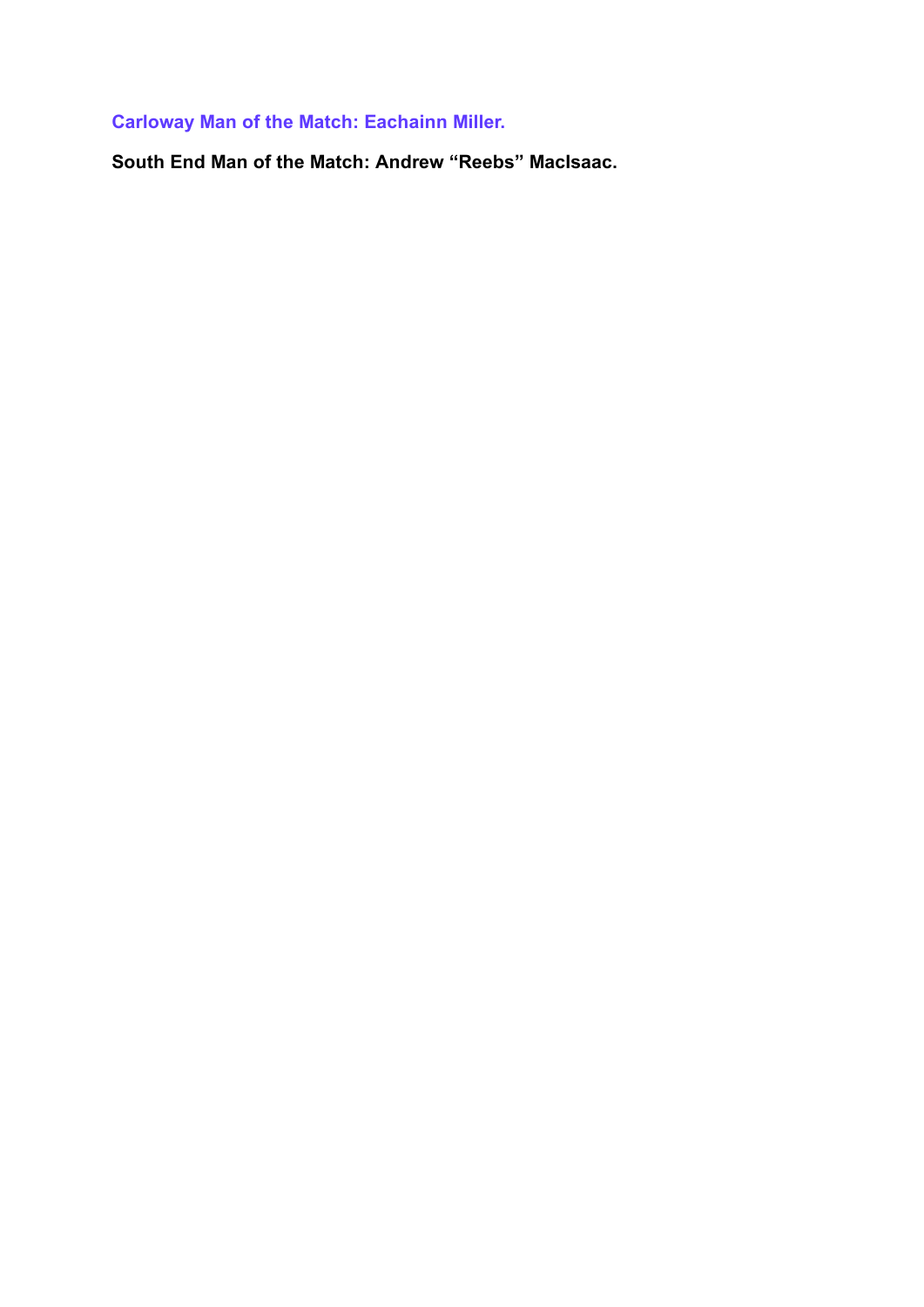**Carloway Man of the Match: Eachainn Miller.**

**South End Man of the Match: Andrew “Reebs” MacIsaac.**